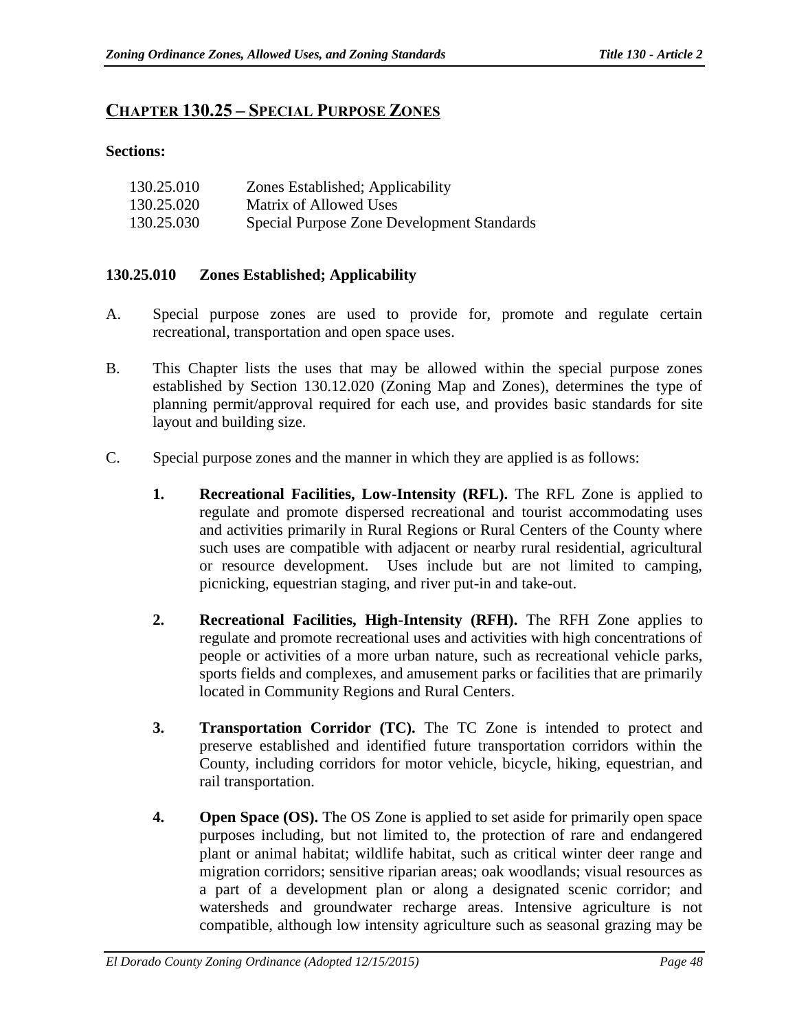## CHAPTER 130.25 – SPECIAL PURPOSE ZONES

**Sections:**

| | |
|---|---|
| 130.25.010 | Zones Established; Applicability |
| 130.25.020 | Matrix of Allowed Uses |
| 130.25.030 | Special Purpose Zone Development Standards |

### 130.25.010 Zones Established; Applicability

A. Special purpose zones are used to provide for, promote and regulate certain recreational, transportation and open space uses.

B. This Chapter lists the uses that may be allowed within the special purpose zones established by Section 130.12.020 (Zoning Map and Zones), determines the type of planning permit/approval required for each use, and provides basic standards for site layout and building size.

C. Special purpose zones and the manner in which they are applied is as follows:

1. **Recreational Facilities, Low-Intensity (RFL).** The RFL Zone is applied to regulate and promote dispersed recreational and tourist accommodating uses and activities primarily in Rural Regions or Rural Centers of the County where such uses are compatible with adjacent or nearby rural residential, agricultural or resource development. Uses include but are not limited to camping, picnicking, equestrian staging, and river put-in and take-out.

2. **Recreational Facilities, High-Intensity (RFH).** The RFH Zone applies to regulate and promote recreational uses and activities with high concentrations of people or activities of a more urban nature, such as recreational vehicle parks, sports fields and complexes, and amusement parks or facilities that are primarily located in Community Regions and Rural Centers.

3. **Transportation Corridor (TC).** The TC Zone is intended to protect and preserve established and identified future transportation corridors within the County, including corridors for motor vehicle, bicycle, hiking, equestrian, and rail transportation.

4. **Open Space (OS).** The OS Zone is applied to set aside for primarily open space purposes including, but not limited to, the protection of rare and endangered plant or animal habitat; wildlife habitat, such as critical winter deer range and migration corridors; sensitive riparian areas; oak woodlands; visual resources as a part of a development plan or along a designated scenic corridor; and watersheds and groundwater recharge areas. Intensive agriculture is not compatible, although low intensity agriculture such as seasonal grazing may be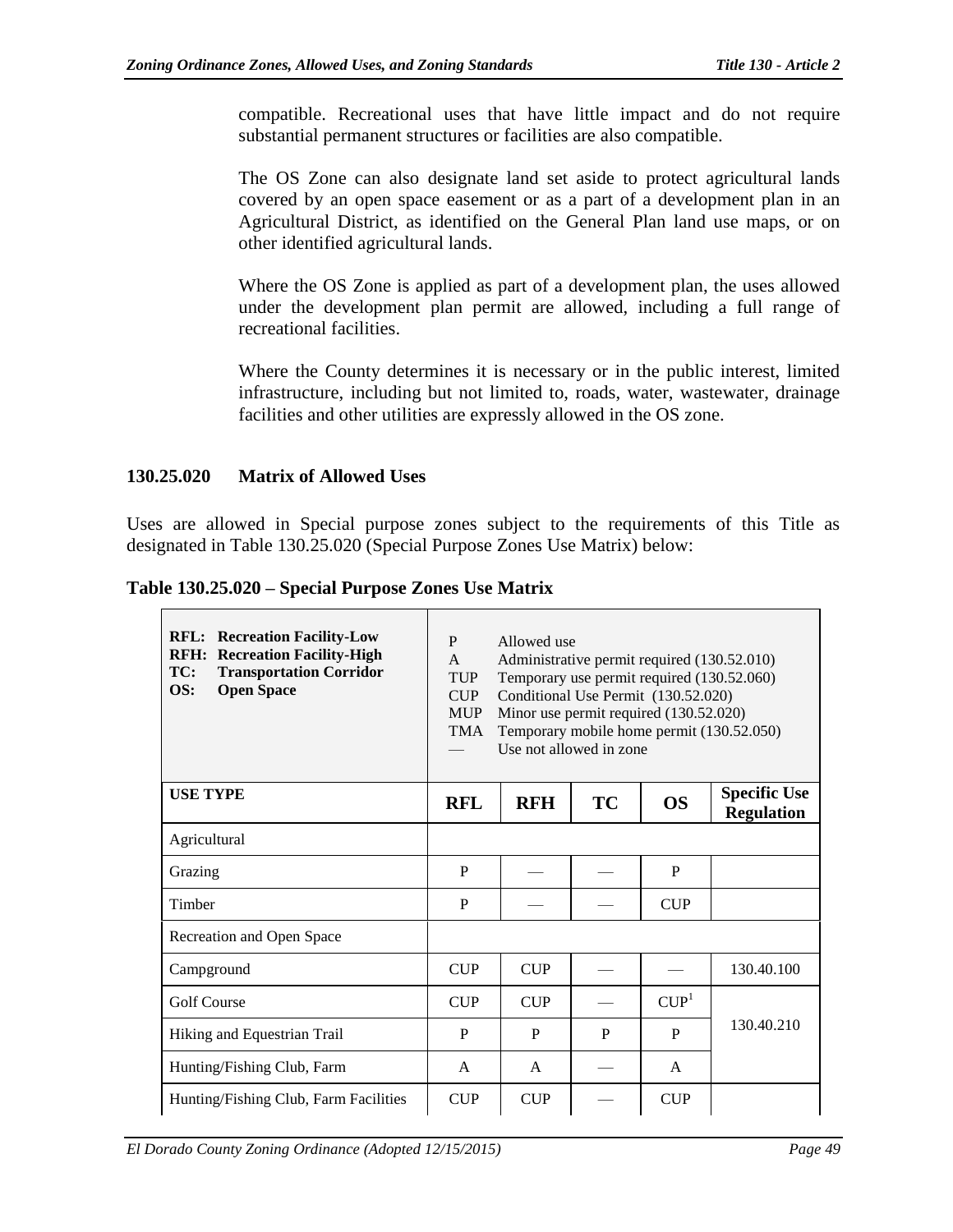compatible. Recreational uses that have little impact and do not require substantial permanent structures or facilities are also compatible.

The OS Zone can also designate land set aside to protect agricultural lands covered by an open space easement or as a part of a development plan in an Agricultural District, as identified on the General Plan land use maps, or on other identified agricultural lands.

Where the OS Zone is applied as part of a development plan, the uses allowed under the development plan permit are allowed, including a full range of recreational facilities.

Where the County determines it is necessary or in the public interest, limited infrastructure, including but not limited to, roads, water, wastewater, drainage facilities and other utilities are expressly allowed in the OS zone.

### 130.25.020 Matrix of Allowed Uses

Uses are allowed in Special purpose zones subject to the requirements of this Title as designated in Table 130.25.020 (Special Purpose Zones Use Matrix) below:

**Table 130.25.020 – Special Purpose Zones Use Matrix**

| **RFL: Recreation Facility-Low**<br>**RFH: Recreation Facility-High**<br>**TC: Transportation Corridor**<br>**OS: Open Space** | P Allowed use<br>A Administrative permit required (130.52.010)<br>TUP Temporary use permit required (130.52.060)<br>CUP Conditional Use Permit (130.52.020)<br>MUP Minor use permit required (130.52.020)<br>TMA Temporary mobile home permit (130.52.050)<br>— Use not allowed in zone | | | | |
|---|---|---|---|---|---|
| **USE TYPE** | **RFL** | **RFH** | **TC** | **OS** | **Specific Use Regulation** |
| Agricultural | | | | | |
| Grazing | P | — | — | P | |
| Timber | P | — | — | CUP | |
| Recreation and Open Space | | | | | |
| Campground | CUP | CUP | — | — | 130.40.100 |
| Golf Course | CUP | CUP | — | CUP[1] | 130.40.210 |
| Hiking and Equestrian Trail | P | P | P | P | 130.40.210 |
| Hunting/Fishing Club, Farm | A | A | — | A | 130.40.210 |
| Hunting/Fishing Club, Farm Facilities | CUP | CUP | — | CUP | |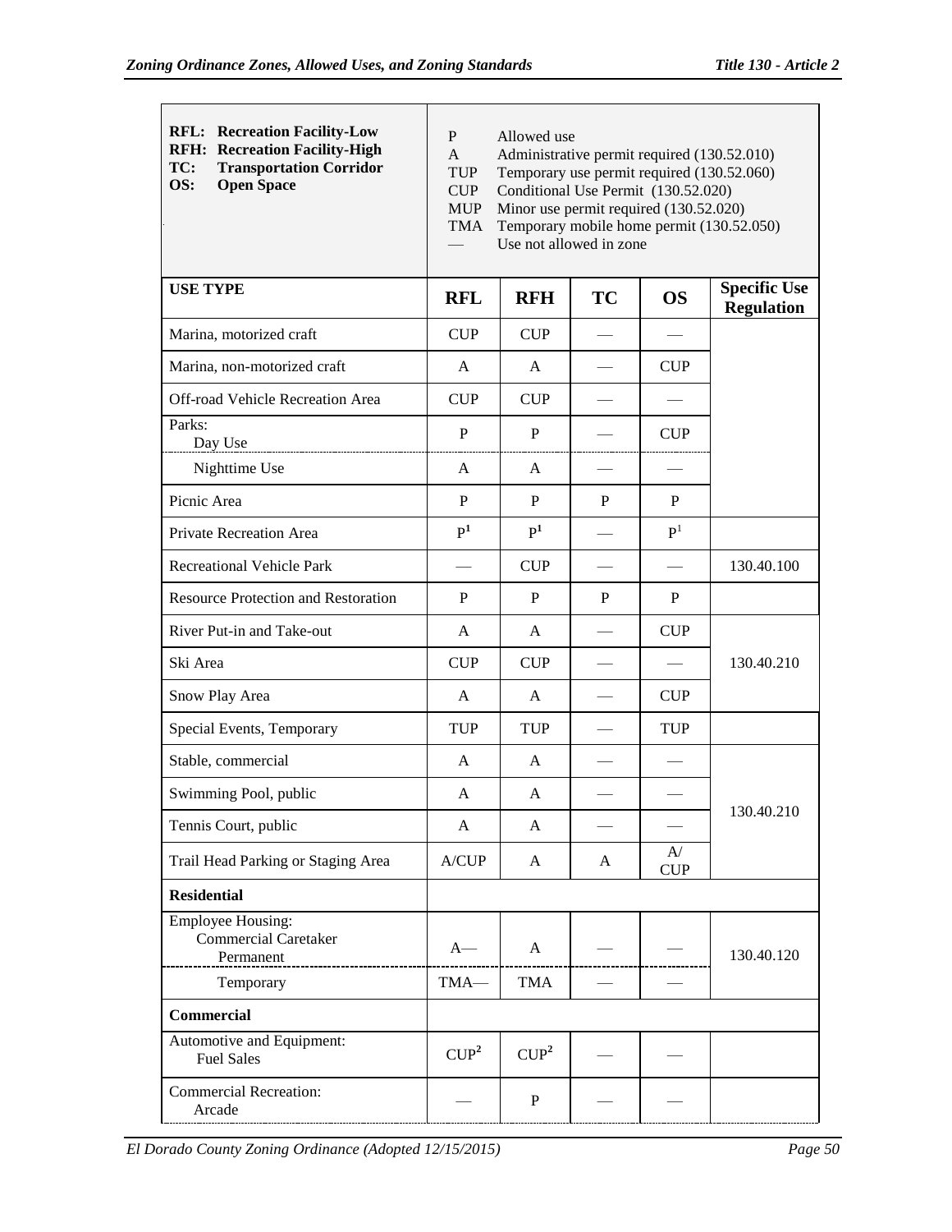| RFL: Recreation Facility-Low<br>RFH: Recreation Facility-High<br>TC: Transportation Corridor<br>OS: Open Space | P Allowed use<br>A Administrative permit required (130.52.010)<br>TUP Temporary use permit required (130.52.060)<br>CUP Conditional Use Permit (130.52.020)<br>MUP Minor use permit required (130.52.020)<br>TMA Temporary mobile home permit (130.52.050)<br>— Use not allowed in zone | | | | |
|---|---|---|---|---|---|
| **USE TYPE** | **RFL** | **RFH** | **TC** | **OS** | **Specific Use Regulation** |
| Marina, motorized craft | CUP | CUP | — | — | |
| Marina, non-motorized craft | A | A | — | CUP | |
| Off-road Vehicle Recreation Area | CUP | CUP | — | — | |
| Parks:<br>Day Use | P | P | — | CUP | |
| Nighttime Use | A | A | — | — | |
| Picnic Area | P | P | P | P | |
| Private Recreation Area | P[1] | P[1] | — | P[1] | |
| Recreational Vehicle Park | — | CUP | — | — | 130.40.100 |
| Resource Protection and Restoration | P | P | P | P | |
| River Put-in and Take-out | A | A | — | CUP | 130.40.210 |
| Ski Area | CUP | CUP | — | — | 130.40.210 |
| Snow Play Area | A | A | — | CUP | 130.40.210 |
| Special Events, Temporary | TUP | TUP | — | TUP | |
| Stable, commercial | A | A | — | — | 130.40.210 |
| Swimming Pool, public | A | A | — | — | 130.40.210 |
| Tennis Court, public | A | A | — | — | 130.40.210 |
| Trail Head Parking or Staging Area | A/CUP | A | A | A/ CUP | 130.40.210 |
| **Residential** | | | | | |
| Employee Housing:<br>Commercial Caretaker<br>Permanent | A— | A | — | — | 130.40.120 |
| Temporary | TMA— | TMA | — | — | 130.40.120 |
| **Commercial** | | | | | |
| Automotive and Equipment:<br>Fuel Sales | CUP[2] | CUP[2] | — | — | |
| Commercial Recreation:<br>Arcade | — | P | — | — | |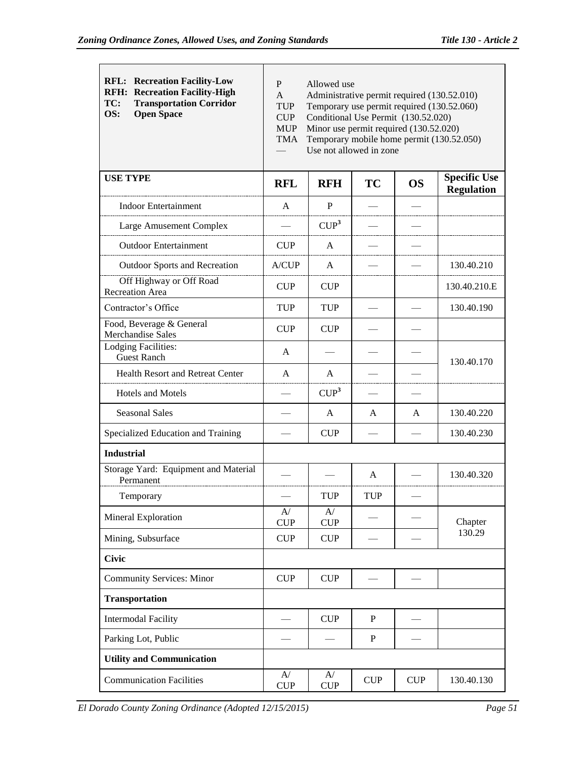| **RFL: Recreation Facility-Low**<br>**RFH: Recreation Facility-High**<br>**TC: Transportation Corridor**<br>**OS: Open Space** | P Allowed use<br>A Administrative permit required (130.52.010)<br>TUP Temporary use permit required (130.52.060)<br>CUP Conditional Use Permit (130.52.020)<br>MUP Minor use permit required (130.52.020)<br>TMA Temporary mobile home permit (130.52.050)<br>— Use not allowed in zone | | | | |
|---|---|---|---|---|---|
| **USE TYPE** | **RFL** | **RFH** | **TC** | **OS** | **Specific Use Regulation** |
| Indoor Entertainment | A | P | — | — | |
| Large Amusement Complex | — | CUP[3] | — | — | |
| Outdoor Entertainment | CUP | A | — | — | |
| Outdoor Sports and Recreation | A/CUP | A | — | — | 130.40.210 |
| Off Highway or Off Road Recreation Area | CUP | CUP | | | 130.40.210.E |
| Contractor's Office | TUP | TUP | — | — | 130.40.190 |
| Food, Beverage & General Merchandise Sales | CUP | CUP | — | — | |
| Lodging Facilities: Guest Ranch | A | — | — | — | 130.40.170 |
| Health Resort and Retreat Center | A | A | — | — | |
| Hotels and Motels | — | CUP[3] | — | — | |
| Seasonal Sales | — | A | A | A | 130.40.220 |
| Specialized Education and Training | — | CUP | — | — | 130.40.230 |
| **Industrial** | | | | | |
| Storage Yard: Equipment and Material Permanent | — | — | A | — | 130.40.320 |
| Temporary | — | TUP | TUP | — | |
| Mineral Exploration | A/ CUP | A/ CUP | — | — | Chapter 130.29 |
| Mining, Subsurface | CUP | CUP | — | — | |
| **Civic** | | | | | |
| Community Services: Minor | CUP | CUP | — | — | |
| **Transportation** | | | | | |
| Intermodal Facility | — | CUP | P | — | |
| Parking Lot, Public | — | — | P | — | |
| **Utility and Communication** | | | | | |
| Communication Facilities | A/ CUP | A/ CUP | CUP | CUP | 130.40.130 |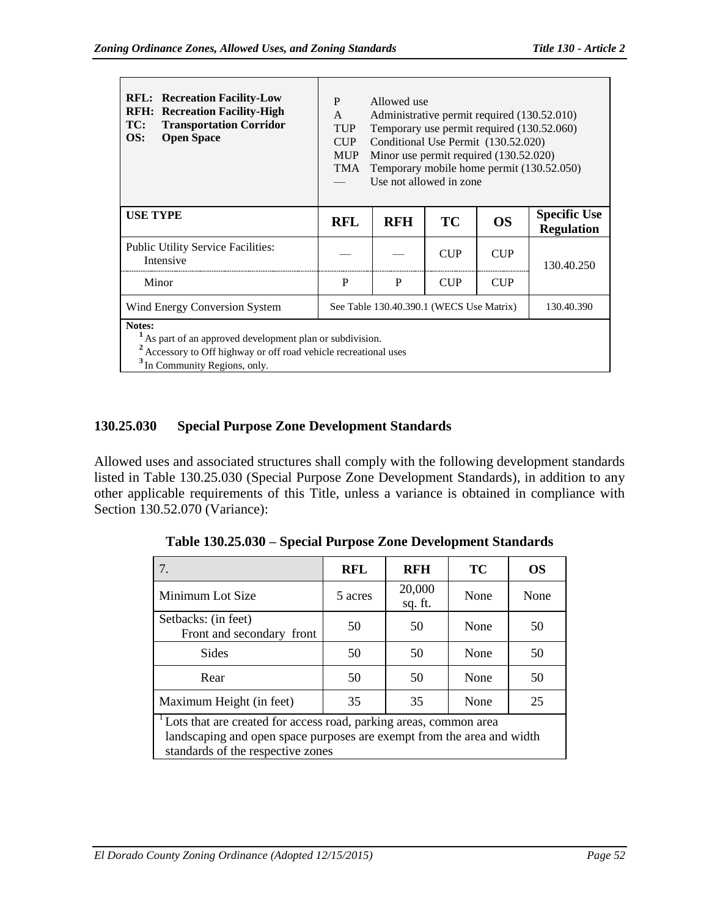| RFL: Recreation Facility-Low<br>RFH: Recreation Facility-High<br>TC: Transportation Corridor<br>OS: Open Space | P Allowed use<br>A Administrative permit required (130.52.010)<br>TUP Temporary use permit required (130.52.060)<br>CUP Conditional Use Permit (130.52.020)<br>MUP Minor use permit required (130.52.020)<br>TMA Temporary mobile home permit (130.52.050)<br>— Use not allowed in zone | | | | |
|---|---|---|---|---|---|
| **USE TYPE** | **RFL** | **RFH** | **TC** | **OS** | **Specific Use Regulation** |
| Public Utility Service Facilities: Intensive | — | — | CUP | CUP | 130.40.250 |
| Minor | P | P | CUP | CUP | |
| Wind Energy Conversion System | See Table 130.40.390.1 (WECS Use Matrix) | | | | 130.40.390 |

**Notes:**
[1] As part of an approved development plan or subdivision.
[2] Accessory to Off highway or off road vehicle recreational uses
[3] In Community Regions, only.

### 130.25.030 Special Purpose Zone Development Standards

Allowed uses and associated structures shall comply with the following development standards listed in Table 130.25.030 (Special Purpose Zone Development Standards), in addition to any other applicable requirements of this Title, unless a variance is obtained in compliance with Section 130.52.070 (Variance):

**Table 130.25.030 – Special Purpose Zone Development Standards**

| 7. | RFL | RFH | TC | OS |
|---|---|---|---|---|
| Minimum Lot Size | 5 acres | 20,000 sq. ft. | None | None |
| Setbacks: (in feet) Front and secondary front | 50 | 50 | None | 50 |
| Sides | 50 | 50 | None | 50 |
| Rear | 50 | 50 | None | 50 |
| Maximum Height (in feet) | 35 | 35 | None | 25 |

[1] Lots that are created for access road, parking areas, common area landscaping and open space purposes are exempt from the area and width standards of the respective zones